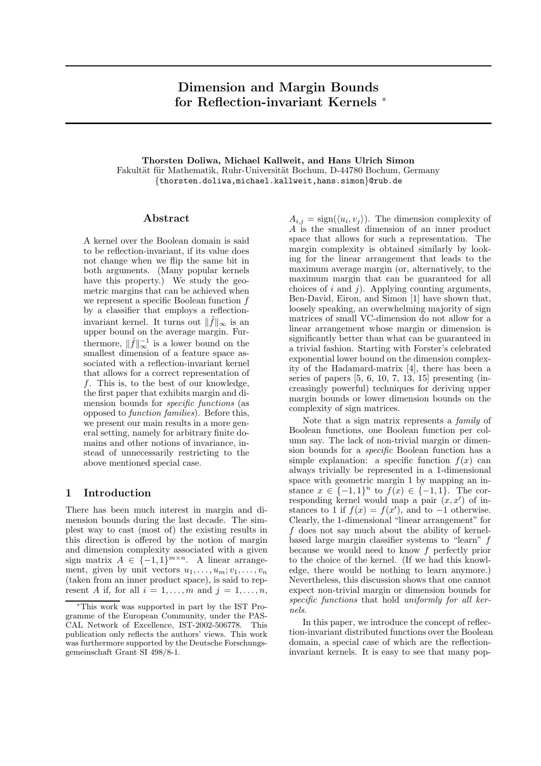# Dimension and Margin Bounds for Reflection-invariant Kernels [*]

**Thorsten Doliwa, Michael Kallweit, and Hans Ulrich Simon**
Fakultät für Mathematik, Ruhr-Universität Bochum, D-44780 Bochum, Germany
{thorsten.doliwa,michael.kallweit,hans.simon}@rub.de

## Abstract

A kernel over the Boolean domain is said to be reflection-invariant, if its value does not change when we flip the same bit in both arguments. (Many popular kernels have this property.) We study the geometric margins that can be achieved when we represent a specific Boolean function $f$ by a classifier that employs a reflection-invariant kernel. It turns out $\|\hat{f}\|_\infty$ is an upper bound on the average margin. Furthermore, $\|\hat{f}\|_\infty^{-1}$ is a lower bound on the smallest dimension of a feature space associated with a reflection-invariant kernel that allows for a correct representation of $f$. This is, to the best of our knowledge, the first paper that exhibits margin and dimension bounds for *specific functions* (as opposed to *function families*). Before this, we present our main results in a more general setting, namely for arbitrary finite domains and other notions of invariance, instead of unnecessarily restricting to the above mentioned special case.

## 1 Introduction

There has been much interest in margin and dimension bounds during the last decade. The simplest way to cast (most of) the existing results in this direction is offered by the notion of margin and dimension complexity associated with a given sign matrix $A \in \{-1,1\}^{m \times n}$. A linear arrangement, given by unit vectors $u_1, \ldots, u_m; v_1, \ldots, v_n$ (taken from an inner product space), is said to represent $A$ if, for all $i = 1, \ldots, m$ and $j = 1, \ldots, n$, $A_{i,j} = \mathrm{sign}(\langle u_i, v_j \rangle)$. The dimension complexity of $A$ is the smallest dimension of an inner product space that allows for such a representation. The margin complexity is obtained similarly by looking for the linear arrangement that leads to the maximum average margin (or, alternatively, to the maximum margin that can be guaranteed for all choices of $i$ and $j$). Applying counting arguments, Ben-David, Eiron, and Simon [1] have shown that, loosely speaking, an overwhelming majority of sign matrices of small VC-dimension do not allow for a linear arrangement whose margin or dimension is significantly better than what can be guaranteed in a trivial fashion. Starting with Forster's celebrated exponential lower bound on the dimension complexity of the Hadamard-matrix [4], there has been a series of papers [5, 6, 10, 7, 13, 15] presenting (increasingly powerful) techniques for deriving upper margin bounds or lower dimension bounds on the complexity of sign matrices.

Note that a sign matrix represents a *family* of Boolean functions, one Boolean function per column say. The lack of non-trivial margin or dimension bounds for a *specific* Boolean function has a simple explanation: a specific function $f(x)$ can always trivially be represented in a 1-dimensional space with geometric margin 1 by mapping an instance $x \in \{-1,1\}^n$ to $f(x) \in \{-1,1\}$. The corresponding kernel would map a pair $(x, x')$ of instances to 1 if $f(x) = f(x')$, and to $-1$ otherwise. Clearly, the 1-dimensional "linear arrangement" for $f$ does not say much about the ability of kernel-based large margin classifier systems to "learn" $f$ because we would need to know $f$ perfectly prior to the choice of the kernel. (If we had this knowledge, there would be nothing to learn anymore.) Nevertheless, this discussion shows that one cannot expect non-trivial margin or dimension bounds for *specific functions* that hold *uniformly for all kernels*.

In this paper, we introduce the concept of reflection-invariant distributed functions over the Boolean domain, a special case of which are the reflection-invariant kernels. It is easy to see that many pop-

[*] This work was supported in part by the IST Programme of the European Community, under the PASCAL Network of Excellence, IST-2002-506778. This publication only reflects the authors' views. This work was furthermore supported by the Deutsche Forschungsgemeinschaft Grant SI 498/8-1.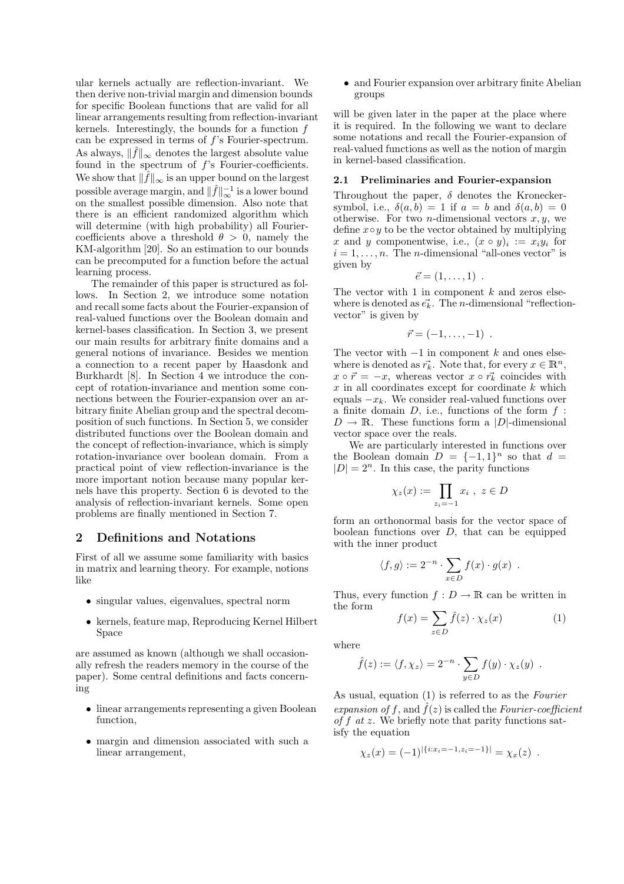ular kernels actually are reflection-invariant. We then derive non-trivial margin and dimension bounds for specific Boolean functions that are valid for all linear arrangements resulting from reflection-invariant kernels. Interestingly, the bounds for a function $f$ can be expressed in terms of $f$'s Fourier-spectrum. As always, $\|\hat{f}\|_\infty$ denotes the largest absolute value found in the spectrum of $f$'s Fourier-coefficients. We show that $\|\hat{f}\|_\infty$ is an upper bound on the largest possible average margin, and $\|\hat{f}\|_\infty^{-1}$ is a lower bound on the smallest possible dimension. Also note that there is an efficient randomized algorithm which will determine (with high probability) all Fourier-coefficients above a threshold $\theta > 0$, namely the KM-algorithm [20]. So an estimation to our bounds can be precomputed for a function before the actual learning process.

The remainder of this paper is structured as follows. In Section 2, we introduce some notation and recall some facts about the Fourier-expansion of real-valued functions over the Boolean domain and kernel-bases classification. In Section 3, we present our main results for arbitrary finite domains and a general notions of invariance. Besides we mention a connection to a recent paper by Haasdonk and Burkhardt [8]. In Section 4 we introduce the concept of rotation-invariance and mention some connections between the Fourier-expansion over an arbitrary finite Abelian group and the spectral decomposition of such functions. In Section 5, we consider distributed functions over the Boolean domain and the concept of reflection-invariance, which is simply rotation-invariance over boolean domain. From a practical point of view reflection-invariance is the more important notion because many popular kernels have this property. Section 6 is devoted to the analysis of reflection-invariant kernels. Some open problems are finally mentioned in Section 7.

## 2 Definitions and Notations

First of all we assume some familiarity with basics in matrix and learning theory. For example, notions like

- singular values, eigenvalues, spectral norm
- kernels, feature map, Reproducing Kernel Hilbert Space

are assumed as known (although we shall occasionally refresh the readers memory in the course of the paper). Some central definitions and facts concerning

- linear arrangements representing a given Boolean function,
- margin and dimension associated with such a linear arrangement,
- and Fourier expansion over arbitrary finite Abelian groups

will be given later in the paper at the place where it is required. In the following we want to declare some notations and recall the Fourier-expansion of real-valued functions as well as the notion of margin in kernel-based classification.

### 2.1 Preliminaries and Fourier-expansion

Throughout the paper, $\delta$ denotes the Kronecker-symbol, i.e., $\delta(a,b) = 1$ if $a = b$ and $\delta(a,b) = 0$ otherwise. For two $n$-dimensional vectors $x, y$, we define $x \circ y$ to be the vector obtained by multiplying $x$ and $y$ componentwise, i.e., $(x \circ y)_i := x_i y_i$ for $i = 1, \ldots, n$. The $n$-dimensional "all-ones vector" is given by

$$\vec{e} = (1, \ldots, 1) \ .$$

The vector with 1 in component $k$ and zeros elsewhere is denoted as $\vec{e_k}$. The $n$-dimensional "reflection-vector" is given by

$$\vec{r} = (-1, \ldots, -1) \ .$$

The vector with $-1$ in component $k$ and ones elsewhere is denoted as $\vec{r_k}$. Note that, for every $x \in \mathbb{R}^n$, $x \circ \vec{r} = -x$, whereas vector $x \circ \vec{r_k}$ coincides with $x$ in all coordinates except for coordinate $k$ which equals $-x_k$. We consider real-valued functions over a finite domain $D$, i.e., functions of the form $f : D \to \mathbb{R}$. These functions form a $|D|$-dimensional vector space over the reals.

We are particularly interested in functions over the Boolean domain $D = \{-1,1\}^n$ so that $d = |D| = 2^n$. In this case, the parity functions

$$\chi_z(x) := \prod_{z_i = -1} x_i \ , \ z \in D$$

form an orthonormal basis for the vector space of boolean functions over $D$, that can be equipped with the inner product

$$\langle f, g \rangle := 2^{-n} \cdot \sum_{x \in D} f(x) \cdot g(x) \ .$$

Thus, every function $f : D \to \mathbb{R}$ can be written in the form

$$f(x) = \sum_{z \in D} \hat{f}(z) \cdot \chi_z(x) \tag{1}$$

where

$$\hat{f}(z) := \langle f, \chi_z \rangle = 2^{-n} \cdot \sum_{y \in D} f(y) \cdot \chi_z(y) \ .$$

As usual, equation (1) is referred to as the *Fourier expansion of* $f$, and $\hat{f}(z)$ is called the *Fourier-coefficient of* $f$ *at* $z$. We briefly note that parity functions satisfy the equation

$$\chi_z(x) = (-1)^{|\{i : x_i = -1, z_i = -1\}|} = \chi_x(z) \ .$$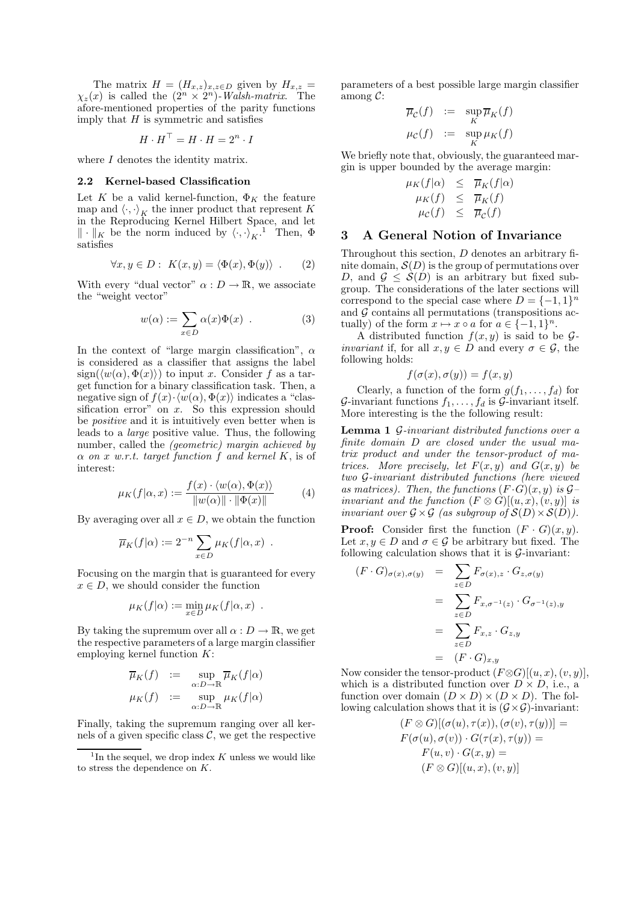The matrix $H = (H_{x,z})_{x,z \in D}$ given by $H_{x,z} = \chi_z(x)$ is called the $(2^n \times 2^n)$-*Walsh-matrix*. The afore-mentioned properties of the parity functions imply that $H$ is symmetric and satisfies

$$H \cdot H^\top = H \cdot H = 2^n \cdot I$$

where $I$ denotes the identity matrix.

### 2.2 Kernel-based Classification

Let $K$ be a valid kernel-function, $\Phi_K$ the feature map and $\langle \cdot, \cdot \rangle_K$ the inner product that represent $K$ in the Reproducing Kernel Hilbert Space, and let $\| \cdot \|_K$ be the norm induced by $\langle \cdot, \cdot \rangle_K$.[1] Then, $\Phi$ satisfies

$$\forall x, y \in D : \; K(x,y) = \langle \Phi(x), \Phi(y) \rangle \; . \tag{2}$$

With every "dual vector" $\alpha : D \to \mathbb{R}$, we associate the "weight vector"

$$w(\alpha) := \sum_{x \in D} \alpha(x) \Phi(x) \; . \tag{3}$$

In the context of "large margin classification", $\alpha$ is considered as a classifier that assigns the label $\mathrm{sign}(\langle w(\alpha), \Phi(x) \rangle)$ to input $x$. Consider $f$ as a target function for a binary classification task. Then, a negative sign of $f(x) \cdot \langle w(\alpha), \Phi(x) \rangle$ indicates a "classification error" on $x$. So this expression should be *positive* and it is intuitively even better when is leads to a *large* positive value. Thus, the following number, called the *(geometric) margin achieved by $\alpha$ on $x$ w.r.t. target function $f$ and kernel $K$*, is of interest:

$$\mu_K(f|\alpha, x) := \frac{f(x) \cdot \langle w(\alpha), \Phi(x) \rangle}{\|w(\alpha)\| \cdot \|\Phi(x)\|} \tag{4}$$

By averaging over all $x \in D$, we obtain the function

$$\overline{\mu}_K(f|\alpha) := 2^{-n} \sum_{x \in D} \mu_K(f|\alpha, x) \; .$$

Focusing on the margin that is guaranteed for every $x \in D$, we should consider the function

$$\mu_K(f|\alpha) := \min_{x \in D} \mu_K(f|\alpha, x) \; .$$

By taking the supremum over all $\alpha : D \to \mathbb{R}$, we get the respective parameters of a large margin classifier employing kernel function $K$:

$$\begin{aligned} \overline{\mu}_K(f) &:= \sup_{\alpha: D \to \mathbb{R}} \overline{\mu}_K(f|\alpha) \\ \mu_K(f) &:= \sup_{\alpha: D \to \mathbb{R}} \mu_K(f|\alpha) \end{aligned}$$

Finally, taking the supremum ranging over all kernels of a given specific class $\mathcal{C}$, we get the respective parameters of a best possible large margin classifier among $\mathcal{C}$:

$$\begin{aligned} \overline{\mu}_\mathcal{C}(f) &:= \sup_K \overline{\mu}_K(f) \\ \mu_\mathcal{C}(f) &:= \sup_K \mu_K(f) \end{aligned}$$

We briefly note that, obviously, the guaranteed margin is upper bounded by the average margin:

$$\begin{aligned} \mu_K(f|\alpha) &\leq \overline{\mu}_K(f|\alpha) \\ \mu_K(f) &\leq \overline{\mu}_K(f) \\ \mu_\mathcal{C}(f) &\leq \overline{\mu}_\mathcal{C}(f) \end{aligned}$$

[1] In the sequel, we drop index $K$ unless we would like to stress the dependence on $K$.

## 3 A General Notion of Invariance

Throughout this section, $D$ denotes an arbitrary finite domain, $\mathcal{S}(D)$ is the group of permutations over $D$, and $\mathcal{G} \leq \mathcal{S}(D)$ is an arbitrary but fixed subgroup. The considerations of the later sections will correspond to the special case where $D = \{-1, 1\}^n$ and $\mathcal{G}$ contains all permutations (transpositions actually) of the form $x \mapsto x \circ a$ for $a \in \{-1, 1\}^n$.

A distributed function $f(x, y)$ is said to be *$\mathcal{G}$-invariant* if, for all $x, y \in D$ and every $\sigma \in \mathcal{G}$, the following holds:

$$f(\sigma(x), \sigma(y)) = f(x, y)$$

Clearly, a function of the form $g(f_1, \ldots, f_d)$ for $\mathcal{G}$-invariant functions $f_1, \ldots, f_d$ is $\mathcal{G}$-invariant itself. More interesting is the the following result:

**Lemma 1** *$\mathcal{G}$-invariant distributed functions over a finite domain $D$ are closed under the usual matrix product and under the tensor-product of matrices. More precisely, let $F(x, y)$ and $G(x, y)$ be two $\mathcal{G}$-invariant distributed functions (here viewed as matrices). Then, the functions $(F \cdot G)(x, y)$ is $\mathcal{G}$–invariant and the function $(F \otimes G)[(u, x), (v, y)]$ is invariant over $\mathcal{G} \times \mathcal{G}$ (as subgroup of $\mathcal{S}(D) \times \mathcal{S}(D)$).*

**Proof:** Consider first the function $(F \cdot G)(x, y)$. Let $x, y \in D$ and $\sigma \in \mathcal{G}$ be arbitrary but fixed. The following calculation shows that it is $\mathcal{G}$-invariant:

$$\begin{aligned} (F \cdot G)_{\sigma(x), \sigma(y)} &= \sum_{z \in D} F_{\sigma(x), z} \cdot G_{z, \sigma(y)} \\ &= \sum_{z \in D} F_{x, \sigma^{-1}(z)} \cdot G_{\sigma^{-1}(z), y} \\ &= \sum_{z \in D} F_{x,z} \cdot G_{z,y} \\ &= (F \cdot G)_{x,y} \end{aligned}$$

Now consider the tensor-product $(F \otimes G)[(u, x), (v, y)]$, which is a distributed function over $D \times D$, i.e., a function over domain $(D \times D) \times (D \times D)$. The following calculation shows that it is $(\mathcal{G} \times \mathcal{G})$-invariant:

$$\begin{aligned} (F \otimes G)[(\sigma(u), \tau(x)), (\sigma(v), \tau(y))] &= \\ F(\sigma(u), \sigma(v)) \cdot G(\tau(x), \tau(y)) &= \\ F(u, v) \cdot G(x, y) &= \\ (F \otimes G)[(u, x), (v, y)] & \end{aligned}$$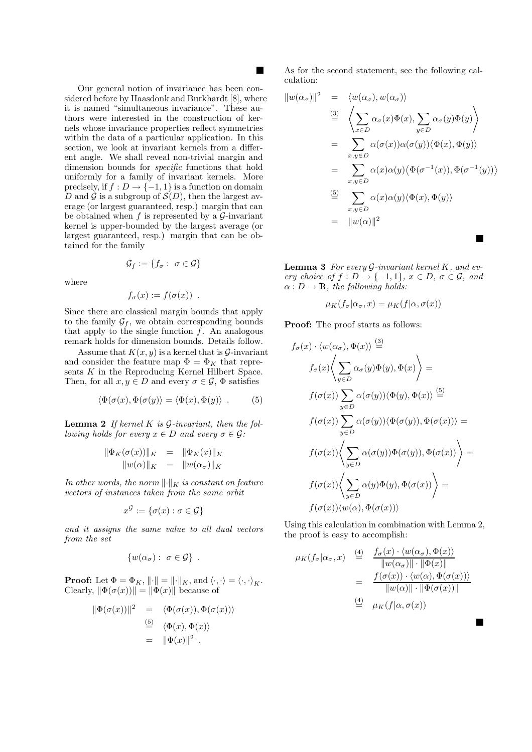■

Our general notion of invariance has been considered before by Haasdonk and Burkhardt [8], where it is named "simultaneous invariance". These authors were interested in the construction of kernels whose invariance properties reflect symmetries within the data of a particular application. In this section, we look at invariant kernels from a different angle. We shall reveal non-trivial margin and dimension bounds for *specific* functions that hold uniformly for a family of invariant kernels. More precisely, if $f : D \rightarrow \{-1, 1\}$ is a function on domain $D$ and $\mathcal{G}$ is a subgroup of $\mathcal{S}(D)$, then the largest average (or largest guaranteed, resp.) margin that can be obtained when $f$ is represented by a $\mathcal{G}$-invariant kernel is upper-bounded by the largest average (or largest guaranteed, resp.) margin that can be obtained for the family

$$\mathcal{G}_f := \{f_\sigma : \ \sigma \in \mathcal{G}\}$$

where

$$f_\sigma(x) := f(\sigma(x)) \ .$$

Since there are classical margin bounds that apply to the family $\mathcal{G}_f$, we obtain corresponding bounds that apply to the single function $f$. An analogous remark holds for dimension bounds. Details follow.

Assume that $K(x, y)$ is a kernel that is $\mathcal{G}$-invariant and consider the feature map $\Phi = \Phi_K$ that represents $K$ in the Reproducing Kernel Hilbert Space. Then, for all $x, y \in D$ and every $\sigma \in \mathcal{G}$, $\Phi$ satisfies

$$\langle \Phi(\sigma(x)), \Phi(\sigma(y)) \rangle = \langle \Phi(x), \Phi(y) \rangle \ . \qquad (5)$$

**Lemma 2** *If kernel $K$ is $\mathcal{G}$-invariant, then the following holds for every $x \in D$ and every $\sigma \in \mathcal{G}$:*

$$\begin{aligned} \|\Phi_K(\sigma(x))\|_K &= \|\Phi_K(x)\|_K \\ \|w(\alpha)\|_K &= \|w(\alpha_\sigma)\|_K \end{aligned}$$

*In other words, the norm $\|\cdot\|_K$ is constant on feature vectors of instances taken from the same orbit*

$$x^{\mathcal{G}} := \{\sigma(x) : \sigma \in \mathcal{G}\}$$

*and it assigns the same value to all dual vectors from the set*

$$\{w(\alpha_\sigma) : \ \sigma \in \mathcal{G}\} \ .$$

**Proof:** Let $\Phi = \Phi_K$, $\|\cdot\| = \|\cdot\|_K$, and $\langle \cdot, \cdot \rangle = \langle \cdot, \cdot \rangle_K$. Clearly, $\|\Phi(\sigma(x))\| = \|\Phi(x)\|$ because of

$$\begin{aligned} \|\Phi(\sigma(x))\|^2 &= \langle \Phi(\sigma(x)), \Phi(\sigma(x)) \rangle \\ &\overset{(5)}{=} \langle \Phi(x), \Phi(x) \rangle \\ &= \|\Phi(x)\|^2 \ . \end{aligned}$$

As for the second statement, see the following calculation:

$$\begin{aligned} \|w(\alpha_\sigma)\|^2 &= \langle w(\alpha_\sigma), w(\alpha_\sigma) \rangle \\ &\overset{(3)}{=} \left\langle \sum_{x \in D} \alpha_\sigma(x)\Phi(x), \sum_{y \in D} \alpha_\sigma(y)\Phi(y) \right\rangle \\ &= \sum_{x,y \in D} \alpha(\sigma(x))\alpha(\sigma(y)) \langle \Phi(x), \Phi(y) \rangle \\ &= \sum_{x,y \in D} \alpha(x)\alpha(y) \langle \Phi(\sigma^{-1}(x)), \Phi(\sigma^{-1}(y)) \rangle \\ &\overset{(5)}{=} \sum_{x,y \in D} \alpha(x)\alpha(y) \langle \Phi(x), \Phi(y) \rangle \\ &= \|w(\alpha)\|^2 \end{aligned}$$

■

**Lemma 3** *For every $\mathcal{G}$-invariant kernel $K$, and every choice of $f : D \rightarrow \{-1, 1\}$, $x \in D$, $\sigma \in \mathcal{G}$, and $\alpha : D \rightarrow \mathbb{R}$, the following holds:*

$$\mu_K(f_\sigma|\alpha_\sigma, x) = \mu_K(f|\alpha, \sigma(x))$$

**Proof:** The proof starts as follows:

$$\begin{aligned} & f_\sigma(x) \cdot \langle w(\alpha_\sigma), \Phi(x) \rangle \overset{(3)}{=} \\ & f_\sigma(x) \left\langle \sum_{y \in D} \alpha_\sigma(y)\Phi(y), \Phi(x) \right\rangle = \\ & f(\sigma(x)) \sum_{y \in D} \alpha(\sigma(y)) \langle \Phi(y), \Phi(x) \rangle \overset{(5)}{=} \\ & f(\sigma(x)) \sum_{y \in D} \alpha(\sigma(y)) \langle \Phi(\sigma(y)), \Phi(\sigma(x)) \rangle = \\ & f(\sigma(x)) \left\langle \sum_{y \in D} \alpha(\sigma(y))\Phi(\sigma(y)), \Phi(\sigma(x)) \right\rangle = \\ & f(\sigma(x)) \left\langle \sum_{y \in D} \alpha(y)\Phi(y), \Phi(\sigma(x)) \right\rangle = \\ & f(\sigma(x)) \langle w(\alpha), \Phi(\sigma(x)) \rangle \end{aligned}$$

Using this calculation in combination with Lemma 2, the proof is easy to accomplish:

$$\begin{aligned} \mu_K(f_\sigma|\alpha_\sigma, x) &\overset{(4)}{=} \frac{f_\sigma(x) \cdot \langle w(\alpha_\sigma), \Phi(x) \rangle}{\|w(\alpha_\sigma)\| \cdot \|\Phi(x)\|} \\ &= \frac{f(\sigma(x)) \cdot \langle w(\alpha), \Phi(\sigma(x)) \rangle}{\|w(\alpha)\| \cdot \|\Phi(\sigma(x))\|} \\ &\overset{(4)}{=} \mu_K(f|\alpha, \sigma(x)) \end{aligned}$$

■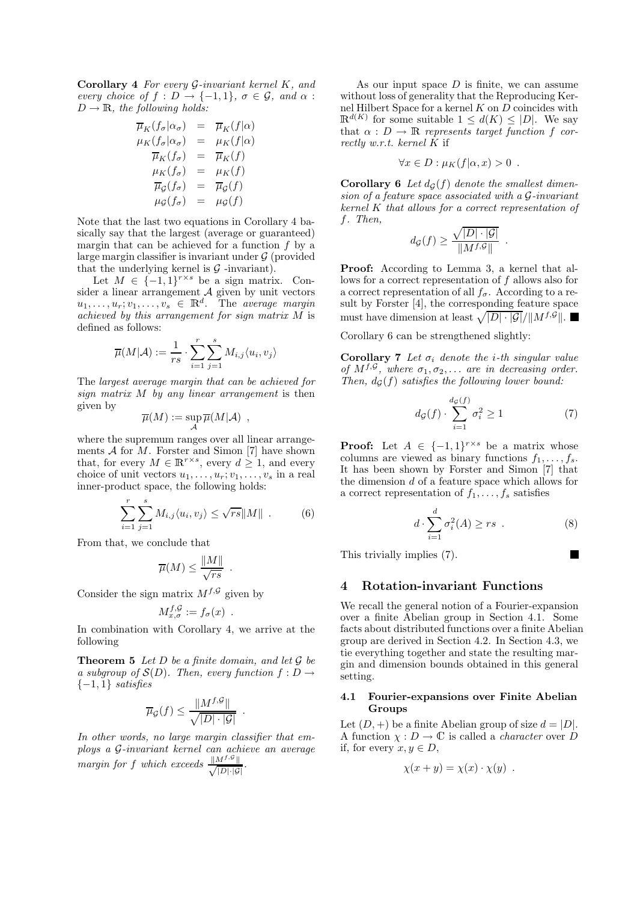**Corollary 4** *For every $\mathcal{G}$-invariant kernel $K$, and every choice of $f : D \rightarrow \{-1,1\}$, $\sigma \in \mathcal{G}$, and $\alpha : D \rightarrow \mathbb{R}$, the following holds:*

$$\begin{aligned}
\overline{\mu}_K(f_\sigma|\alpha_\sigma) &= \overline{\mu}_K(f|\alpha) \\
\mu_K(f_\sigma|\alpha_\sigma) &= \mu_K(f|\alpha) \\
\overline{\mu}_K(f_\sigma) &= \overline{\mu}_K(f) \\
\mu_K(f_\sigma) &= \mu_K(f) \\
\overline{\mu}_{\mathcal{G}}(f_\sigma) &= \overline{\mu}_{\mathcal{G}}(f) \\
\mu_{\mathcal{G}}(f_\sigma) &= \mu_{\mathcal{G}}(f)
\end{aligned}$$

Note that the last two equations in Corollary 4 basically say that the largest (average or guaranteed) margin that can be achieved for a function $f$ by a large margin classifier is invariant under $\mathcal{G}$ (provided that the underlying kernel is $\mathcal{G}$ -invariant).

Let $M \in \{-1,1\}^{r \times s}$ be a sign matrix. Consider a linear arrangement $\mathcal{A}$ given by unit vectors $u_1, \ldots, u_r; v_1, \ldots, v_s \in \mathbb{R}^d$. The *average margin achieved by this arrangement for sign matrix $M$* is defined as follows:

$$\overline{\mu}(M|\mathcal{A}) := \frac{1}{rs} \cdot \sum_{i=1}^{r} \sum_{j=1}^{s} M_{i,j} \langle u_i, v_j \rangle$$

The *largest average margin that can be achieved for sign matrix $M$ by any linear arrangement* is then given by

$$\overline{\mu}(M) := \sup_{\mathcal{A}} \overline{\mu}(M|\mathcal{A}) \ ,$$

where the supremum ranges over all linear arrangements $\mathcal{A}$ for $M$. Forster and Simon [7] have shown that, for every $M \in \mathbb{R}^{r \times s}$, every $d \geq 1$, and every choice of unit vectors $u_1, \ldots, u_r; v_1, \ldots, v_s$ in a real inner-product space, the following holds:

$$\sum_{i=1}^{r} \sum_{j=1}^{s} M_{i,j} \langle u_i, v_j \rangle \leq \sqrt{rs} \|M\| \ . \tag{6}$$

From that, we conclude that

$$\overline{\mu}(M) \leq \frac{\|M\|}{\sqrt{rs}} \ .$$

Consider the sign matrix $M^{f,\mathcal{G}}$ given by

$$M^{f,\mathcal{G}}_{x,\sigma} := f_\sigma(x) \ .$$

In combination with Corollary 4, we arrive at the following

**Theorem 5** *Let $D$ be a finite domain, and let $\mathcal{G}$ be a subgroup of $\mathcal{S}(D)$. Then, every function $f : D \rightarrow \{-1,1\}$ satisfies*

$$\overline{\mu}_{\mathcal{G}}(f) \leq \frac{\|M^{f,\mathcal{G}}\|}{\sqrt{|D| \cdot |\mathcal{G}|}} \ .$$

*In other words, no large margin classifier that employs a $\mathcal{G}$-invariant kernel can achieve an average margin for $f$ which exceeds $\frac{\|M^{f,\mathcal{G}}\|}{\sqrt{|D|\cdot|\mathcal{G}|}}$.*

As our input space $D$ is finite, we can assume without loss of generality that the Reproducing Kernel Hilbert Space for a kernel $K$ on $D$ coincides with $\mathbb{R}^{d(K)}$ for some suitable $1 \leq d(K) \leq |D|$. We say that *$\alpha : D \rightarrow \mathbb{R}$ represents target function $f$ correctly w.r.t. kernel $K$* if

$$\forall x \in D : \mu_K(f|\alpha, x) > 0 \ .$$

**Corollary 6** *Let $d_{\mathcal{G}}(f)$ denote the smallest dimension of a feature space associated with a $\mathcal{G}$-invariant kernel $K$ that allows for a correct representation of $f$. Then,*

$$d_{\mathcal{G}}(f) \geq \frac{\sqrt{|D| \cdot |\mathcal{G}|}}{\|M^{f,\mathcal{G}}\|} \ .$$

**Proof:** According to Lemma 3, a kernel that allows for a correct representation of $f$ allows also for a correct representation of all $f_\sigma$. According to a result by Forster [4], the corresponding feature space must have dimension at least $\sqrt{|D| \cdot |\mathcal{G}|}/\|M^{f,\mathcal{G}}\|$. ∎

Corollary 6 can be strengthened slightly:

**Corollary 7** *Let $\sigma_i$ denote the $i$-th singular value of $M^{f,\mathcal{G}}$, where $\sigma_1, \sigma_2, \ldots$ are in decreasing order. Then, $d_{\mathcal{G}}(f)$ satisfies the following lower bound:*

$$d_{\mathcal{G}}(f) \cdot \sum_{i=1}^{d_{\mathcal{G}}(f)} \sigma_i^2 \geq 1 \tag{7}$$

**Proof:** Let $A \in \{-1,1\}^{r \times s}$ be a matrix whose columns are viewed as binary functions $f_1, \ldots, f_s$. It has been shown by Forster and Simon [7] that the dimension $d$ of a feature space which allows for a correct representation of $f_1, \ldots, f_s$ satisfies

$$d \cdot \sum_{i=1}^{d} \sigma_i^2(A) \geq rs \ . \tag{8}$$

This trivially implies (7). ∎

## 4 Rotation-invariant Functions

We recall the general notion of a Fourier-expansion over a finite Abelian group in Section 4.1. Some facts about distributed functions over a finite Abelian group are derived in Section 4.2. In Section 4.3, we tie everything together and state the resulting margin and dimension bounds obtained in this general setting.

### 4.1 Fourier-expansions over Finite Abelian Groups

Let $(D,+)$ be a finite Abelian group of size $d = |D|$. A function $\chi : D \rightarrow \mathbb{C}$ is called a *character* over $D$ if, for every $x, y \in D$,

$$\chi(x + y) = \chi(x) \cdot \chi(y) \ .$$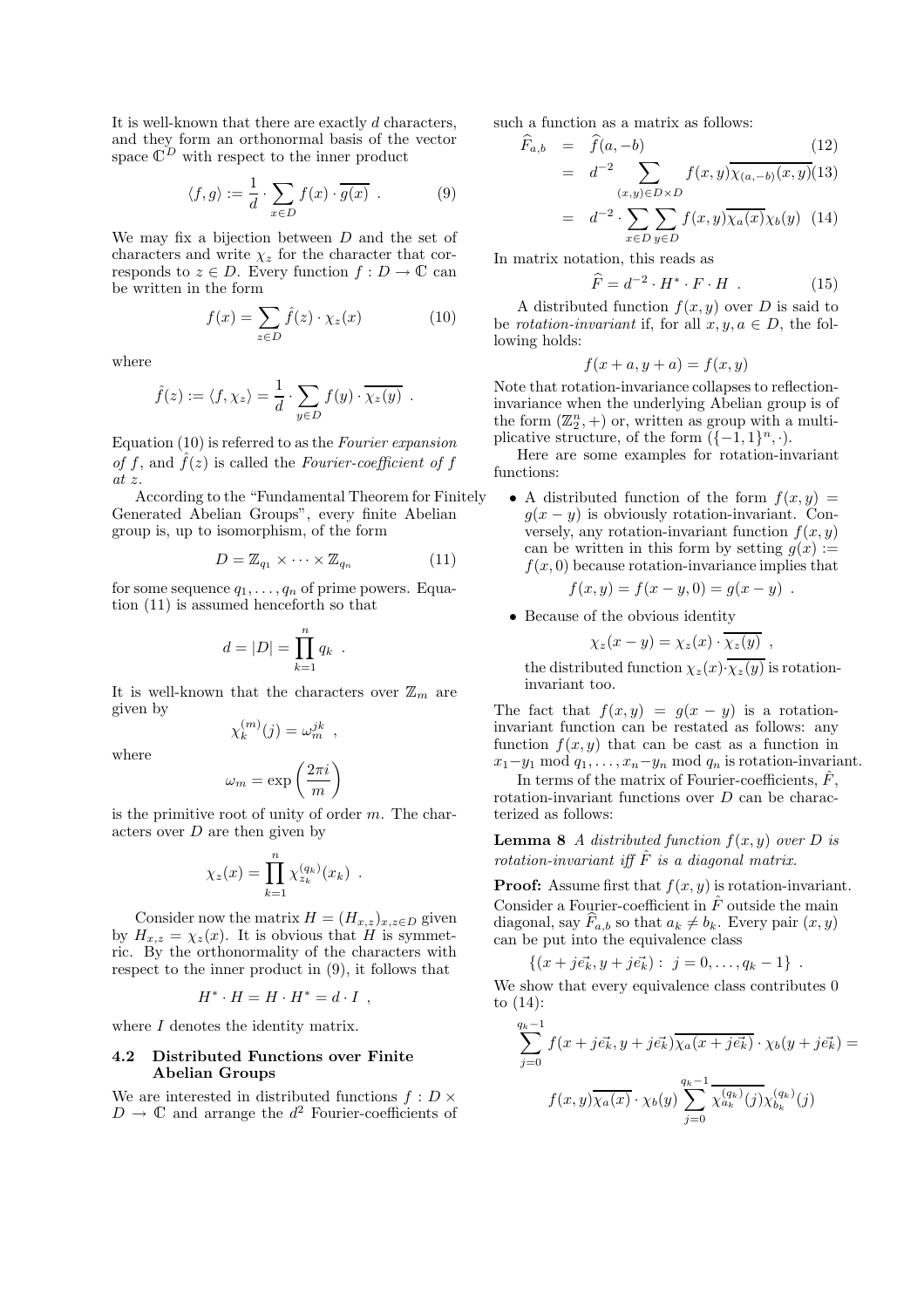It is well-known that there are exactly $d$ characters, and they form an orthonormal basis of the vector space $\mathbb{C}^D$ with respect to the inner product

$$\langle f, g \rangle := \frac{1}{d} \cdot \sum_{x \in D} f(x) \cdot \overline{g(x)} \ . \tag{9}$$

We may fix a bijection between $D$ and the set of characters and write $\chi_z$ for the character that corresponds to $z \in D$. Every function $f : D \to \mathbb{C}$ can be written in the form

$$f(x) = \sum_{z \in D} \hat{f}(z) \cdot \chi_z(x) \tag{10}$$

where

$$\hat{f}(z) := \langle f, \chi_z \rangle = \frac{1}{d} \cdot \sum_{y \in D} f(y) \cdot \overline{\chi_z(y)} \ .$$

Equation (10) is referred to as the *Fourier expansion of $f$*, and $\hat{f}(z)$ is called the *Fourier-coefficient of $f$ at $z$*.

According to the "Fundamental Theorem for Finitely Generated Abelian Groups", every finite Abelian group is, up to isomorphism, of the form

$$D = \mathbb{Z}_{q_1} \times \cdots \times \mathbb{Z}_{q_n} \tag{11}$$

for some sequence $q_1, \ldots, q_n$ of prime powers. Equation (11) is assumed henceforth so that

$$d = |D| = \prod_{k=1}^{n} q_k \ .$$

It is well-known that the characters over $\mathbb{Z}_m$ are given by

$$\chi_k^{(m)}(j) = \omega_m^{jk} \ ,$$

where

$$\omega_m = \exp\left(\frac{2\pi i}{m}\right)$$

is the primitive root of unity of order $m$. The characters over $D$ are then given by

$$\chi_z(x) = \prod_{k=1}^{n} \chi_{z_k}^{(q_k)}(x_k) \ .$$

Consider now the matrix $H = (H_{x,z})_{x,z \in D}$ given by $H_{x,z} = \chi_z(x)$. It is obvious that $H$ is symmetric. By the orthonormality of the characters with respect to the inner product in (9), it follows that

$$H^* \cdot H = H \cdot H^* = d \cdot I \ ,$$

where $I$ denotes the identity matrix.

### 4.2 Distributed Functions over Finite Abelian Groups

We are interested in distributed functions $f : D \times D \to \mathbb{C}$ and arrange the $d^2$ Fourier-coefficients of such a function as a matrix as follows:

$$\begin{aligned} \widehat{F}_{a,b} &= \widehat{f}(a, -b) & (12) \\ &= d^{-2} \sum_{(x,y) \in D \times D} f(x,y) \overline{\chi_{(a,-b)}(x,y)} & (13) \\ &= d^{-2} \cdot \sum_{x \in D} \sum_{y \in D} f(x,y) \overline{\chi_a(x)} \chi_b(y) & (14) \end{aligned}$$

In matrix notation, this reads as

$$\widehat{F} = d^{-2} \cdot H^* \cdot F \cdot H \ . \tag{15}$$

A distributed function $f(x,y)$ over $D$ is said to be *rotation-invariant* if, for all $x, y, a \in D$, the following holds:

$$f(x + a, y + a) = f(x, y)$$

Note that rotation-invariance collapses to reflection-invariance when the underlying Abelian group is of the form $(\mathbb{Z}_2^n, +)$ or, written as group with a multiplicative structure, of the form $(\{-1, 1\}^n, \cdot)$.

Here are some examples for rotation-invariant functions:

- A distributed function of the form $f(x, y) = g(x - y)$ is obviously rotation-invariant. Conversely, any rotation-invariant function $f(x, y)$ can be written in this form by setting $g(x) := f(x, 0)$ because rotation-invariance implies that

  $$f(x, y) = f(x - y, 0) = g(x - y) \ .$$

- Because of the obvious identity

  $$\chi_z(x - y) = \chi_z(x) \cdot \overline{\chi_z(y)} \ ,$$

  the distributed function $\chi_z(x) \cdot \overline{\chi_z(y)}$ is rotation-invariant too.

The fact that $f(x, y) = g(x - y)$ is a rotation-invariant function can be restated as follows: any function $f(x, y)$ that can be cast as a function in $x_1 - y_1 \bmod q_1, \ldots, x_n - y_n \bmod q_n$ is rotation-invariant.

In terms of the matrix of Fourier-coefficients, $\hat{F}$, rotation-invariant functions over $D$ can be characterized as follows:

**Lemma 8** *A distributed function $f(x, y)$ over $D$ is rotation-invariant iff $\hat{F}$ is a diagonal matrix.*

**Proof:** Assume first that $f(x, y)$ is rotation-invariant. Consider a Fourier-coefficient in $\hat{F}$ outside the main diagonal, say $\widehat{F}_{a,b}$ so that $a_k \neq b_k$. Every pair $(x, y)$ can be put into the equivalence class

$$\{(x + j\vec{e_k}, y + j\vec{e_k}) : \ j = 0, \ldots, q_k - 1\} \ .$$

We show that every equivalence class contributes 0 to (14):

$$\sum_{j=0}^{q_k - 1} f(x + j\vec{e_k}, y + j\vec{e_k}) \overline{\chi_a(x + j\vec{e_k})} \cdot \chi_b(y + j\vec{e_k}) =$$

$$f(x, y) \overline{\chi_a(x)} \cdot \chi_b(y) \sum_{j=0}^{q_k - 1} \overline{\chi_{a_k}^{(q_k)}(j)} \chi_{b_k}^{(q_k)}(j)$$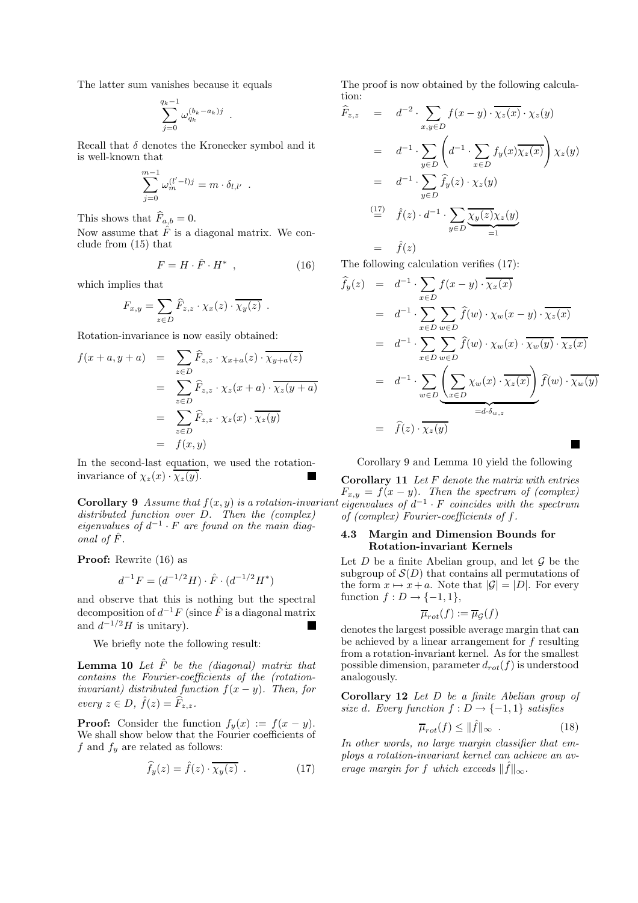The latter sum vanishes because it equals

$$\sum_{j=0}^{q_k-1} \omega_{q_k}^{(b_k-a_k)j} \enspace .$$

Recall that $\delta$ denotes the Kronecker symbol and it is well-known that

$$\sum_{j=0}^{m-1} \omega_m^{(l'-l)j} = m \cdot \delta_{l,l'} \enspace .$$

This shows that $\widehat{F}_{a,b} = 0$.

Now assume that $\hat{F}$ is a diagonal matrix. We conclude from (15) that

$$F = H \cdot \hat{F} \cdot H^* \enspace , \tag{16}$$

which implies that

$$F_{x,y} = \sum_{z \in D} \widehat{F}_{z,z} \cdot \chi_x(z) \cdot \overline{\chi_y(z)} \enspace .$$

Rotation-invariance is now easily obtained:

$$\begin{aligned}
f(x+a, y+a) &= \sum_{z \in D} \widehat{F}_{z,z} \cdot \chi_{x+a}(z) \cdot \overline{\chi_{y+a}(z)} \\
&= \sum_{z \in D} \widehat{F}_{z,z} \cdot \chi_z(x+a) \cdot \overline{\chi_z(y+a)} \\
&= \sum_{z \in D} \widehat{F}_{z,z} \cdot \chi_z(x) \cdot \overline{\chi_z(y)} \\
&= f(x,y)
\end{aligned}$$

In the second-last equation, we used the rotation-invariance of $\chi_z(x) \cdot \overline{\chi_z(y)}$. ■

**Corollary 9** *Assume that $f(x,y)$ is a rotation-invariant distributed function over $D$. Then the (complex) eigenvalues of $d^{-1} \cdot F$ are found on the main diagonal of $\hat{F}$.*

**Proof:** Rewrite (16) as

$$d^{-1}F = (d^{-1/2}H) \cdot \hat{F} \cdot (d^{-1/2}H^*)$$

and observe that this is nothing but the spectral decomposition of $d^{-1}F$ (since $\hat{F}$ is a diagonal matrix and $d^{-1/2}H$ is unitary). ■

We briefly note the following result:

**Lemma 10** *Let $\hat{F}$ be the (diagonal) matrix that contains the Fourier-coefficients of the (rotation-invariant) distributed function $f(x-y)$. Then, for every $z \in D$, $\hat{f}(z) = \widehat{F}_{z,z}$.*

**Proof:** Consider the function $f_y(x) := f(x-y)$. We shall show below that the Fourier coefficients of $f$ and $f_y$ are related as follows:

$$\widehat{f_y}(z) = \hat{f}(z) \cdot \overline{\chi_y(z)} \enspace . \tag{17}$$

The proof is now obtained by the following calculation:

$$\begin{aligned}
\widehat{F}_{z,z} &= d^{-2} \cdot \sum_{x,y \in D} f(x-y) \cdot \overline{\chi_z(x)} \cdot \chi_z(y) \\
&= d^{-1} \cdot \sum_{y \in D} \left( d^{-1} \cdot \sum_{x \in D} f_y(x) \overline{\chi_z(x)} \right) \chi_z(y) \\
&= d^{-1} \cdot \sum_{y \in D} \widehat{f_y}(z) \cdot \chi_z(y) \\
&\overset{(17)}{=} \hat{f}(z) \cdot d^{-1} \cdot \sum_{y \in D} \underbrace{\overline{\chi_y(z)} \chi_z(y)}_{=1} \\
&= \hat{f}(z)
\end{aligned}$$

The following calculation verifies (17):

$$\begin{aligned}
\widehat{f_y}(z) &= d^{-1} \cdot \sum_{x \in D} f(x-y) \cdot \overline{\chi_x(z)} \\
&= d^{-1} \cdot \sum_{x \in D} \sum_{w \in D} \widehat{f}(w) \cdot \chi_w(x-y) \cdot \overline{\chi_z(x)} \\
&= d^{-1} \cdot \sum_{x \in D} \sum_{w \in D} \widehat{f}(w) \cdot \chi_w(x) \cdot \overline{\chi_w(y)} \cdot \overline{\chi_z(x)} \\
&= d^{-1} \cdot \sum_{w \in D} \underbrace{\left( \sum_{x \in D} \chi_w(x) \cdot \overline{\chi_z(x)} \right)}_{=d \cdot \delta_{w,z}} \widehat{f}(w) \cdot \overline{\chi_w(y)} \\
&= \widehat{f}(z) \cdot \overline{\chi_z(y)}
\end{aligned}$$

■

Corollary 9 and Lemma 10 yield the following

**Corollary 11** *Let $F$ denote the matrix with entries $F_{x,y} = f(x-y)$. Then the spectrum of (complex) eigenvalues of $d^{-1} \cdot F$ coincides with the spectrum of (complex) Fourier-coefficients of $f$.*

### 4.3 Margin and Dimension Bounds for Rotation-invariant Kernels

Let $D$ be a finite Abelian group, and let $\mathcal{G}$ be the subgroup of $\mathcal{S}(D)$ that contains all permutations of the form $x \mapsto x + a$. Note that $|\mathcal{G}| = |D|$. For every function $f : D \to \{-1, 1\}$,

$$\overline{\mu}_{rot}(f) := \overline{\mu}_{\mathcal{G}}(f)$$

denotes the largest possible average margin that can be achieved by a linear arrangement for $f$ resulting from a rotation-invariant kernel. As for the smallest possible dimension, parameter $d_{rot}(f)$ is understood analogously.

**Corollary 12** *Let $D$ be a finite Abelian group of size $d$. Every function $f : D \to \{-1, 1\}$ satisfies*

$$\overline{\mu}_{rot}(f) \le \|\hat{f}\|_\infty \enspace . \tag{18}$$

*In other words, no large margin classifier that employs a rotation-invariant kernel can achieve an average margin for $f$ which exceeds $\|\hat{f}\|_\infty$.*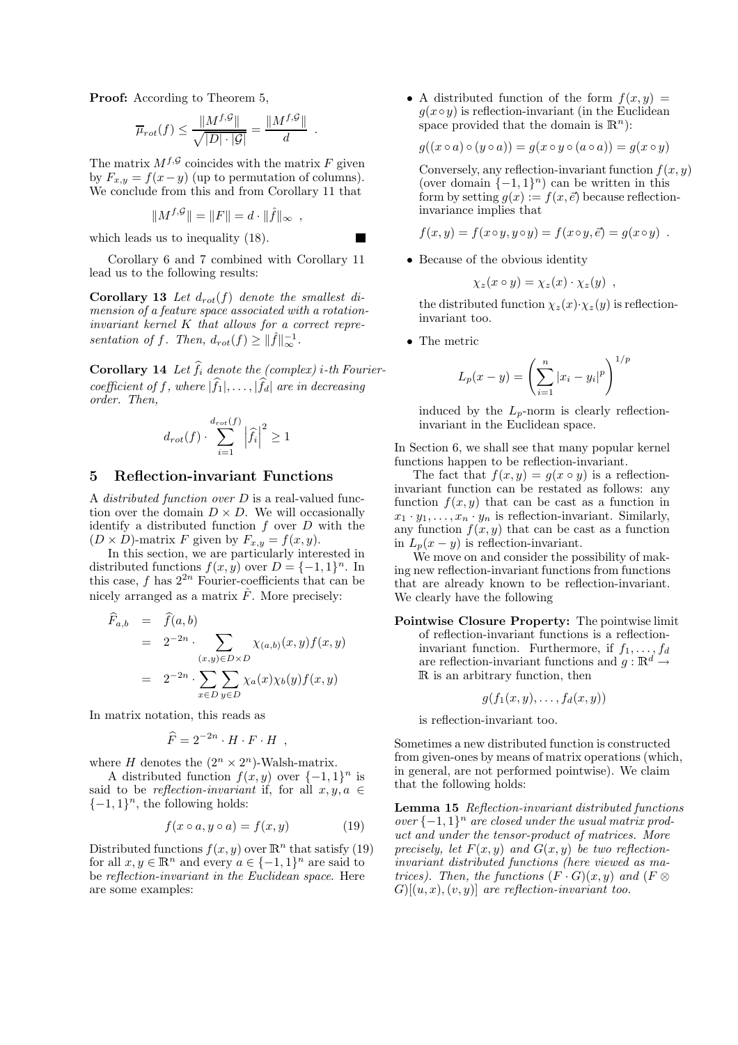**Proof:** According to Theorem 5,

$$\overline{\mu}_{rot}(f) \leq \frac{\|M^{f,\mathcal{G}}\|}{\sqrt{|D| \cdot |\mathcal{G}|}} = \frac{\|M^{f,\mathcal{G}}\|}{d} \ .$$

The matrix $M^{f,\mathcal{G}}$ coincides with the matrix $F$ given by $F_{x,y} = f(x-y)$ (up to permutation of columns). We conclude from this and from Corollary 11 that

$$\|M^{f,\mathcal{G}}\| = \|F\| = d \cdot \|\hat{f}\|_\infty \ ,$$

which leads us to inequality (18). ■

Corollary 6 and 7 combined with Corollary 11 lead us to the following results:

**Corollary 13** *Let $d_{rot}(f)$ denote the smallest dimension of a feature space associated with a rotation-invariant kernel $K$ that allows for a correct representation of $f$. Then, $d_{rot}(f) \geq \|\hat{f}\|_\infty^{-1}$.*

**Corollary 14** *Let $\widehat{f}_i$ denote the (complex) $i$-th Fourier-coefficient of $f$, where $|\widehat{f}_1|, \ldots, |\widehat{f}_d|$ are in decreasing order. Then,*

$$d_{rot}(f) \cdot \sum_{i=1}^{d_{rot}(f)} \left|\widehat{f}_i\right|^2 \geq 1$$

## 5 Reflection-invariant Functions

A *distributed function over $D$* is a real-valued function over the domain $D \times D$. We will occasionally identify a distributed function $f$ over $D$ with the $(D \times D)$-matrix $F$ given by $F_{x,y} = f(x,y)$.

In this section, we are particularly interested in distributed functions $f(x,y)$ over $D = \{-1,1\}^n$. In this case, $f$ has $2^{2n}$ Fourier-coefficients that can be nicely arranged as a matrix $\hat{F}$. More precisely:

$$\begin{aligned}
\widehat{F}_{a,b} &= \widehat{f}(a,b) \\
&= 2^{-2n} \cdot \sum_{(x,y) \in D \times D} \chi_{(a,b)}(x,y) f(x,y) \\
&= 2^{-2n} \cdot \sum_{x \in D} \sum_{y \in D} \chi_a(x) \chi_b(y) f(x,y)
\end{aligned}$$

In matrix notation, this reads as

$$\widehat{F} = 2^{-2n} \cdot H \cdot F \cdot H \ ,$$

where $H$ denotes the $(2^n \times 2^n)$-Walsh-matrix.

A distributed function $f(x,y)$ over $\{-1,1\}^n$ is said to be *reflection-invariant* if, for all $x, y, a \in \{-1,1\}^n$, the following holds:

$$f(x \circ a, y \circ a) = f(x,y) \qquad (19)$$

Distributed functions $f(x,y)$ over $\mathbb{R}^n$ that satisfy (19) for all $x, y \in \mathbb{R}^n$ and every $a \in \{-1,1\}^n$ are said to be *reflection-invariant in the Euclidean space*. Here are some examples:

- A distributed function of the form $f(x,y) = g(x \circ y)$ is reflection-invariant (in the Euclidean space provided that the domain is $\mathbb{R}^n$):

  $$g((x \circ a) \circ (y \circ a)) = g(x \circ y \circ (a \circ a)) = g(x \circ y)$$

  Conversely, any reflection-invariant function $f(x,y)$ (over domain $\{-1,1\}^n$) can be written in this form by setting $g(x) := f(x, \vec{e})$ because reflection-invariance implies that

  $$f(x,y) = f(x \circ y, y \circ y) = f(x \circ y, \vec{e}) = g(x \circ y) \ .$$

- Because of the obvious identity

  $$\chi_z(x \circ y) = \chi_z(x) \cdot \chi_z(y) \ ,$$

  the distributed function $\chi_z(x) \cdot \chi_z(y)$ is reflection-invariant too.

- The metric

  $$L_p(x-y) = \left( \sum_{i=1}^{n} |x_i - y_i|^p \right)^{1/p}$$

  induced by the $L_p$-norm is clearly reflection-invariant in the Euclidean space.

In Section 6, we shall see that many popular kernel functions happen to be reflection-invariant.

The fact that $f(x,y) = g(x \circ y)$ is a reflection-invariant function can be restated as follows: any function $f(x,y)$ that can be cast as a function in $x_1 \cdot y_1, \ldots, x_n \cdot y_n$ is reflection-invariant. Similarly, any function $f(x,y)$ that can be cast as a function in $L_p(x-y)$ is reflection-invariant.

We move on and consider the possibility of making new reflection-invariant functions from functions that are already known to be reflection-invariant. We clearly have the following

**Pointwise Closure Property:** The pointwise limit of reflection-invariant functions is a reflection-invariant function. Furthermore, if $f_1, \ldots, f_d$ are reflection-invariant functions and $g : \mathbb{R}^d \to \mathbb{R}$ is an arbitrary function, then

$$g(f_1(x,y), \ldots, f_d(x,y))$$

is reflection-invariant too.

Sometimes a new distributed function is constructed from given-ones by means of matrix operations (which, in general, are not performed pointwise). We claim that the following holds:

**Lemma 15** *Reflection-invariant distributed functions over $\{-1,1\}^n$ are closed under the usual matrix product and under the tensor-product of matrices. More precisely, let $F(x,y)$ and $G(x,y)$ be two reflection-invariant distributed functions (here viewed as matrices). Then, the functions $(F \cdot G)(x,y)$ and $(F \otimes G)[(u,x),(v,y)]$ are reflection-invariant too.*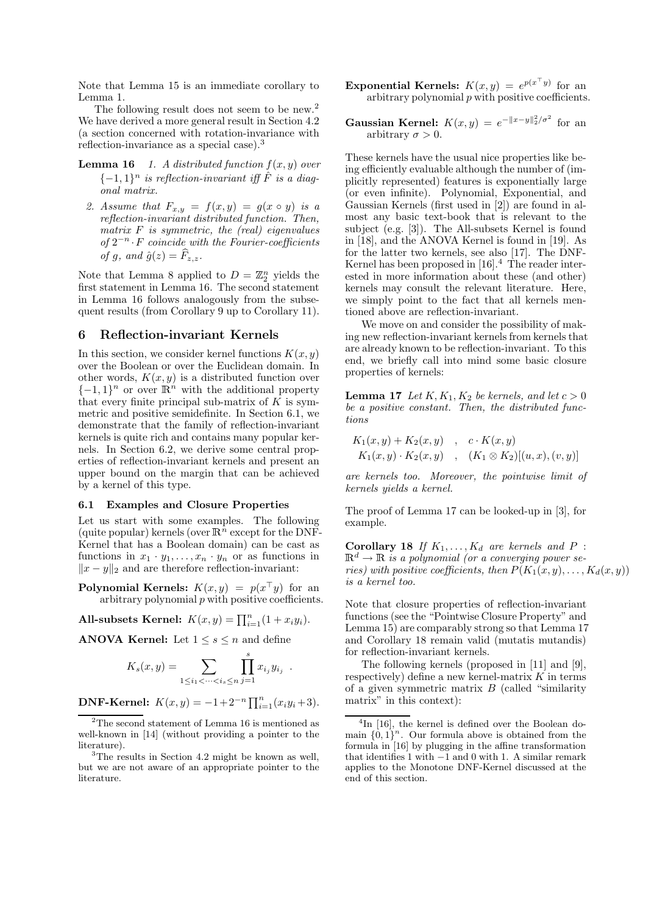Note that Lemma 15 is an immediate corollary to Lemma 1.

The following result does not seem to be new.[2] We have derived a more general result in Section 4.2 (a section concerned with rotation-invariance with reflection-invariance as a special case).[3]

**Lemma 16** *1. A distributed function $f(x, y)$ over $\{-1, 1\}^n$ is reflection-invariant iff $\hat{F}$ is a diagonal matrix.*

*2. Assume that $F_{x,y} = f(x, y) = g(x \circ y)$ is a reflection-invariant distributed function. Then, matrix $F$ is symmetric, the (real) eigenvalues of $2^{-n} \cdot F$ coincide with the Fourier-coefficients of $g$, and $\hat{g}(z) = \widehat{F}_{z,z}$.*

Note that Lemma 8 applied to $D = \mathbb{Z}_2^n$ yields the first statement in Lemma 16. The second statement in Lemma 16 follows analogously from the subsequent results (from Corollary 9 up to Corollary 11).

## 6 Reflection-invariant Kernels

In this section, we consider kernel functions $K(x, y)$ over the Boolean or over the Euclidean domain. In other words, $K(x, y)$ is a distributed function over $\{-1, 1\}^n$ or over $\mathbb{R}^n$ with the additional property that every finite principal sub-matrix of $K$ is symmetric and positive semidefinite. In Section 6.1, we demonstrate that the family of reflection-invariant kernels is quite rich and contains many popular kernels. In Section 6.2, we derive some central properties of reflection-invariant kernels and present an upper bound on the margin that can be achieved by a kernel of this type.

### 6.1 Examples and Closure Properties

Let us start with some examples. The following (quite popular) kernels (over $\mathbb{R}^n$ except for the DNF-Kernel that has a Boolean domain) can be cast as functions in $x_1 \cdot y_1, \ldots, x_n \cdot y_n$ or as functions in $\|x - y\|_2$ and are therefore reflection-invariant:

**Polynomial Kernels:** $K(x, y) = p(x^\top y)$ for an arbitrary polynomial $p$ with positive coefficients.

**All-subsets Kernel:** $K(x, y) = \prod_{i=1}^n (1 + x_i y_i)$.

**ANOVA Kernel:** Let $1 \le s \le n$ and define

$$K_s(x, y) = \sum_{1 \le i_1 < \cdots < i_s \le n} \prod_{j=1}^{s} x_{i_j} y_{i_j} \enspace .$$

**DNF-Kernel:** $K(x, y) = -1 + 2^{-n} \prod_{i=1}^n (x_i y_i + 3)$.

**Exponential Kernels:** $K(x, y) = e^{p(x^\top y)}$ for an arbitrary polynomial $p$ with positive coefficients.

**Gaussian Kernel:** $K(x, y) = e^{-\|x-y\|_2^2/\sigma^2}$ for an arbitrary $\sigma > 0$.

These kernels have the usual nice properties like being efficiently evaluable although the number of (implicitly represented) features is exponentially large (or even infinite). Polynomial, Exponential, and Gaussian Kernels (first used in [2]) are found in almost any basic text-book that is relevant to the subject (e.g. [3]). The All-subsets Kernel is found in [18], and the ANOVA Kernel is found in [19]. As for the latter two kernels, see also [17]. The DNF-Kernel has been proposed in [16].[4] The reader interested in more information about these (and other) kernels may consult the relevant literature. Here, we simply point to the fact that all kernels mentioned above are reflection-invariant.

We move on and consider the possibility of making new reflection-invariant kernels from kernels that are already known to be reflection-invariant. To this end, we briefly call into mind some basic closure properties of kernels:

**Lemma 17** *Let $K, K_1, K_2$ be kernels, and let $c > 0$ be a positive constant. Then, the distributed functions*

$$K_1(x, y) + K_2(x, y) \quad , \quad c \cdot K(x, y)$$
$$K_1(x, y) \cdot K_2(x, y) \quad , \quad (K_1 \otimes K_2)[(u, x), (v, y)]$$

*are kernels too. Moreover, the pointwise limit of kernels yields a kernel.*

The proof of Lemma 17 can be looked-up in [3], for example.

**Corollary 18** *If $K_1, \ldots, K_d$ are kernels and $P : \mathbb{R}^d \to \mathbb{R}$ is a polynomial (or a converging power series) with positive coefficients, then $P(K_1(x, y), \ldots, K_d(x, y))$ is a kernel too.*

Note that closure properties of reflection-invariant functions (see the "Pointwise Closure Property" and Lemma 15) are comparably strong so that Lemma 17 and Corollary 18 remain valid (mutatis mutandis) for reflection-invariant kernels.

The following kernels (proposed in [11] and [9], respectively) define a new kernel-matrix $K$ in terms of a given symmetric matrix $B$ (called "similarity matrix" in this context):

---

[2] The second statement of Lemma 16 is mentioned as well-known in [14] (without providing a pointer to the literature).

[3] The results in Section 4.2 might be known as well, but we are not aware of an appropriate pointer to the literature.

[4] In [16], the kernel is defined over the Boolean domain $\{0, 1\}^n$. Our formula above is obtained from the formula in [16] by plugging in the affine transformation that identifies 1 with $-1$ and 0 with 1. A similar remark applies to the Monotone DNF-Kernel discussed at the end of this section.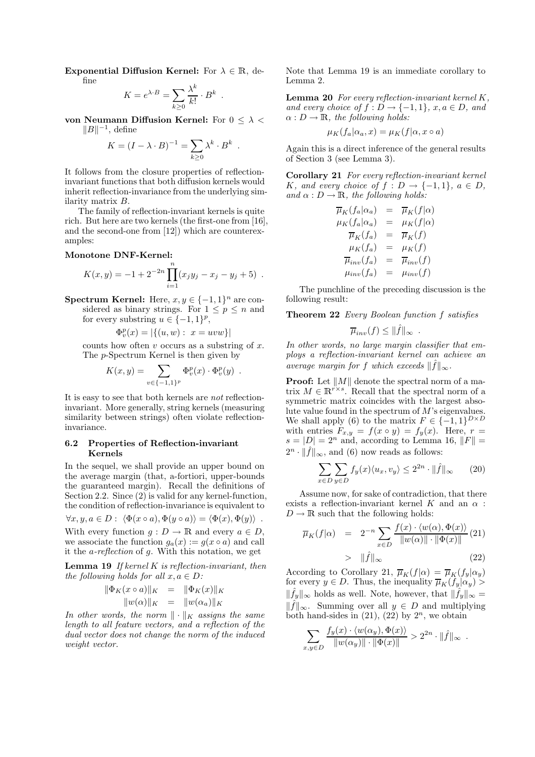**Exponential Diffusion Kernel:** For $\lambda \in \mathbb{R}$, define

$$K = e^{\lambda \cdot B} = \sum_{k \geq 0} \frac{\lambda^k}{k!} \cdot B^k \ .$$

**von Neumann Diffusion Kernel:** For $0 \leq \lambda < \|B\|^{-1}$, define

$$K = (I - \lambda \cdot B)^{-1} = \sum_{k \geq 0} \lambda^k \cdot B^k \ .$$

It follows from the closure properties of reflection-invariant functions that both diffusion kernels would inherit reflection-invariance from the underlying similarity matrix $B$.

The family of reflection-invariant kernels is quite rich. But here are two kernels (the first-one from [16], and the second-one from [12]) which are counterexamples:

**Monotone DNF-Kernel:**

$$K(x,y) = -1 + 2^{-2n} \prod_{i=1}^{n} (x_j y_j - x_j - y_j + 5) \ .$$

**Spectrum Kernel:** Here, $x, y \in \{-1,1\}^n$ are considered as binary strings. For $1 \leq p \leq n$ and for every substring $u \in \{-1,1\}^p$,

$$\Phi_v^p(x) = |\{(u,w) : \ x = uvw\}|$$

counts how often $v$ occurs as a substring of $x$. The $p$-Spectrum Kernel is then given by

$$K(x,y) = \sum_{v \in \{-1,1\}^p} \Phi_v^p(x) \cdot \Phi_v^p(y) \ .$$

It is easy to see that both kernels are *not* reflection-invariant. More generally, string kernels (measuring similarity between strings) often violate reflection-invariance.

### 6.2 Properties of Reflection-invariant Kernels

In the sequel, we shall provide an upper bound on the average margin (that, a-fortiori, upper-bounds the guaranteed margin). Recall the definitions of Section 2.2. Since (2) is valid for any kernel-function, the condition of reflection-invariance is equivalent to

$$\forall x, y, a \in D : \ \langle \Phi(x \circ a), \Phi(y \circ a) \rangle = \langle \Phi(x), \Phi(y) \rangle \ .$$

With every function $g : D \to \mathbb{R}$ and every $a \in D$, we associate the function $g_a(x) := g(x \circ a)$ and call it the *a-reflection* of $g$. With this notation, we get

**Lemma 19** *If kernel $K$ is reflection-invariant, then the following holds for all $x, a \in D$:*

$$\begin{aligned} \|\Phi_K(x \circ a)\|_K &= \|\Phi_K(x)\|_K \\ \|w(\alpha)\|_K &= \|w(\alpha_a)\|_K \end{aligned}$$

*In other words, the norm $\|\cdot\|_K$ assigns the same length to all feature vectors, and a reflection of the dual vector does not change the norm of the induced weight vector.*

Note that Lemma 19 is an immediate corollary to Lemma 2.

**Lemma 20** *For every reflection-invariant kernel $K$, and every choice of $f : D \to \{-1,1\}$, $x, a \in D$, and $\alpha : D \to \mathbb{R}$, the following holds:*

$$\mu_K(f_a|\alpha_a, x) = \mu_K(f|\alpha, x \circ a)$$

Again this is a direct inference of the general results of Section 3 (see Lemma 3).

**Corollary 21** *For every reflection-invariant kernel $K$, and every choice of $f : D \to \{-1,1\}$, $a \in D$, and $\alpha : D \to \mathbb{R}$, the following holds:*

$$\begin{aligned} \overline{\mu}_K(f_a|\alpha_a) &= \overline{\mu}_K(f|\alpha) \\ \mu_K(f_a|\alpha_a) &= \mu_K(f|\alpha) \\ \overline{\mu}_K(f_a) &= \overline{\mu}_K(f) \\ \mu_K(f_a) &= \mu_K(f) \\ \overline{\mu}_{inv}(f_a) &= \overline{\mu}_{inv}(f) \\ \mu_{inv}(f_a) &= \mu_{inv}(f) \end{aligned}$$

The punchline of the preceding discussion is the following result:

**Theorem 22** *Every Boolean function $f$ satisfies*

$$\overline{\mu}_{inv}(f) \leq \|\hat{f}\|_\infty \ .$$

*In other words, no large margin classifier that employs a reflection-invariant kernel can achieve an average margin for $f$ which exceeds $\|\hat{f}\|_\infty$.*

**Proof:** Let $\|M\|$ denote the spectral norm of a matrix $M \in \mathbb{R}^{r \times s}$. Recall that the spectral norm of a symmetric matrix coincides with the largest absolute value found in the spectrum of $M$'s eigenvalues. We shall apply (6) to the matrix $F \in \{-1,1\}^{D \times D}$ with entries $F_{x,y} = f(x \circ y) = f_y(x)$. Here, $r = s = |D| = 2^n$ and, according to Lemma 16, $\|F\| = 2^n \cdot \|\hat{f}\|_\infty$, and (6) now reads as follows:

$$\sum_{x \in D} \sum_{y \in D} f_y(x) \langle u_x, v_y \rangle \leq 2^{2n} \cdot \|\hat{f}\|_\infty \qquad (20)$$

Assume now, for sake of contradiction, that there exists a reflection-invariant kernel $K$ and an $\alpha : D \to \mathbb{R}$ such that the following holds:

$$\begin{aligned} \overline{\mu}_K(f|\alpha) &= 2^{-n} \sum_{x \in D} \frac{f(x) \cdot \langle w(\alpha), \Phi(x) \rangle}{\|w(\alpha)\| \cdot \|\Phi(x)\|} \qquad (21) \\ &> \|\hat{f}\|_\infty \qquad (22) \end{aligned}$$

According to Corollary 21, $\overline{\mu}_K(f|\alpha) = \overline{\mu}_K(f_y|\alpha_y)$ for every $y \in D$. Thus, the inequality $\overline{\mu}_K(f_y|\alpha_y) > \|\hat{f}_y\|_\infty$ holds as well. Note, however, that $\|\hat{f}_y\|_\infty = \|\hat{f}\|_\infty$. Summing over all $y \in D$ and multiplying both hand-sides in (21), (22) by $2^n$, we obtain

$$\sum_{x,y \in D} \frac{f_y(x) \cdot \langle w(\alpha_y), \Phi(x) \rangle}{\|w(\alpha_y)\| \cdot \|\Phi(x)\|} > 2^{2n} \cdot \|\hat{f}\|_\infty \ .$$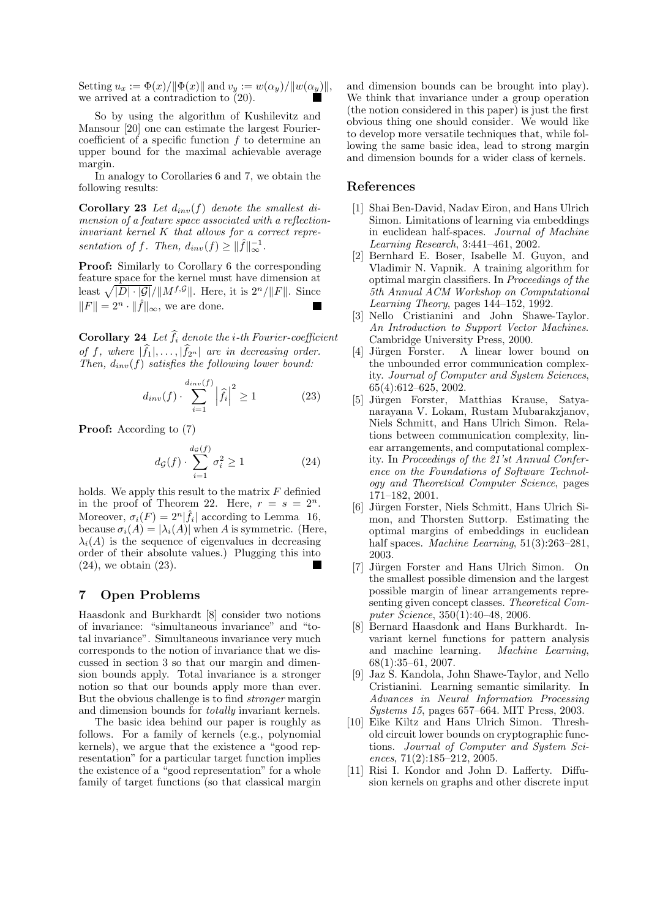Setting $u_x := \Phi(x)/\|\Phi(x)\|$ and $v_y := w(\alpha_y)/\|w(\alpha_y)\|$, we arrived at a contradiction to (20). ■

So by using the algorithm of Kushilevitz and Mansour [20] one can estimate the largest Fourier-coefficient of a specific function $f$ to determine an upper bound for the maximal achievable average margin.

In analogy to Corollaries 6 and 7, we obtain the following results:

**Corollary 23** *Let $d_{inv}(f)$ denote the smallest dimension of a feature space associated with a reflection-invariant kernel $K$ that allows for a correct representation of $f$. Then, $d_{inv}(f) \geq \|\hat{f}\|_\infty^{-1}$.*

**Proof:** Similarly to Corollary 6 the corresponding feature space for the kernel must have dimension at least $\sqrt{|D| \cdot |\mathcal{G}|}/\|M^{f,\mathcal{G}}\|$. Here, it is $2^n/\|F\|$. Since $\|F\| = 2^n \cdot \|\hat{f}\|_\infty$, we are done. ■

**Corollary 24** *Let $\widehat{f}_i$ denote the $i$-th Fourier-coefficient of $f$, where $|\widehat{f}_1|, \ldots, |\widehat{f}_{2^n}|$ are in decreasing order. Then, $d_{inv}(f)$ satisfies the following lower bound:*

$$d_{inv}(f) \cdot \sum_{i=1}^{d_{inv}(f)} \left|\widehat{f}_i\right|^2 \geq 1 \tag{23}$$

**Proof:** According to (7)

$$d_{\mathcal{G}}(f) \cdot \sum_{i=1}^{d_{\mathcal{G}}(f)} \sigma_i^2 \geq 1 \tag{24}$$

holds. We apply this result to the matrix $F$ defined in the proof of Theorem 22. Here, $r = s = 2^n$. Moreover, $\sigma_i(F) = 2^n|\hat{f}_i|$ according to Lemma 16, because $\sigma_i(A) = |\lambda_i(A)|$ when $A$ is symmetric. (Here, $\lambda_i(A)$ is the sequence of eigenvalues in decreasing order of their absolute values.) Plugging this into (24), we obtain (23). ■

## 7 Open Problems

Haasdonk and Burkhardt [8] consider two notions of invariance: "simultaneous invariance" and "total invariance". Simultaneous invariance very much corresponds to the notion of invariance that we discussed in section 3 so that our margin and dimension bounds apply. Total invariance is a stronger notion so that our bounds apply more than ever. But the obvious challenge is to find *stronger* margin and dimension bounds for *totally* invariant kernels.

The basic idea behind our paper is roughly as follows. For a family of kernels (e.g., polynomial kernels), we argue that the existence a "good representation" for a particular target function implies the existence of a "good representation" for a whole family of target functions (so that classical margin and dimension bounds can be brought into play). We think that invariance under a group operation (the notion considered in this paper) is just the first obvious thing one should consider. We would like to develop more versatile techniques that, while following the same basic idea, lead to strong margin and dimension bounds for a wider class of kernels.

## References

[1] Shai Ben-David, Nadav Eiron, and Hans Ulrich Simon. Limitations of learning via embeddings in euclidean half-spaces. *Journal of Machine Learning Research*, 3:441–461, 2002.

[2] Bernhard E. Boser, Isabelle M. Guyon, and Vladimir N. Vapnik. A training algorithm for optimal margin classifiers. In *Proceedings of the 5th Annual ACM Workshop on Computational Learning Theory*, pages 144–152, 1992.

[3] Nello Cristianini and John Shawe-Taylor. *An Introduction to Support Vector Machines*. Cambridge University Press, 2000.

[4] Jürgen Forster. A linear lower bound on the unbounded error communication complexity. *Journal of Computer and System Sciences*, 65(4):612–625, 2002.

[5] Jürgen Forster, Matthias Krause, Satyanarayana V. Lokam, Rustam Mubarakzjanov, Niels Schmitt, and Hans Ulrich Simon. Relations between communication complexity, linear arrangements, and computational complexity. In *Proceedings of the 21'st Annual Conference on the Foundations of Software Technology and Theoretical Computer Science*, pages 171–182, 2001.

[6] Jürgen Forster, Niels Schmitt, Hans Ulrich Simon, and Thorsten Suttorp. Estimating the optimal margins of embeddings in euclidean half spaces. *Machine Learning*, 51(3):263–281, 2003.

[7] Jürgen Forster and Hans Ulrich Simon. On the smallest possible dimension and the largest possible margin of linear arrangements representing given concept classes. *Theoretical Computer Science*, 350(1):40–48, 2006.

[8] Bernhard Haasdonk and Hans Burkhardt. Invariant kernel functions for pattern analysis and machine learning. *Machine Learning*, 68(1):35–61, 2007.

[9] Jaz S. Kandola, John Shawe-Taylor, and Nello Cristianini. Learning semantic similarity. In *Advances in Neural Information Processing Systems 15*, pages 657–664. MIT Press, 2003.

[10] Eike Kiltz and Hans Ulrich Simon. Threshold circuit lower bounds on cryptographic functions. *Journal of Computer and System Sciences*, 71(2):185–212, 2005.

[11] Risi I. Kondor and John D. Lafferty. Diffusion kernels on graphs and other discrete input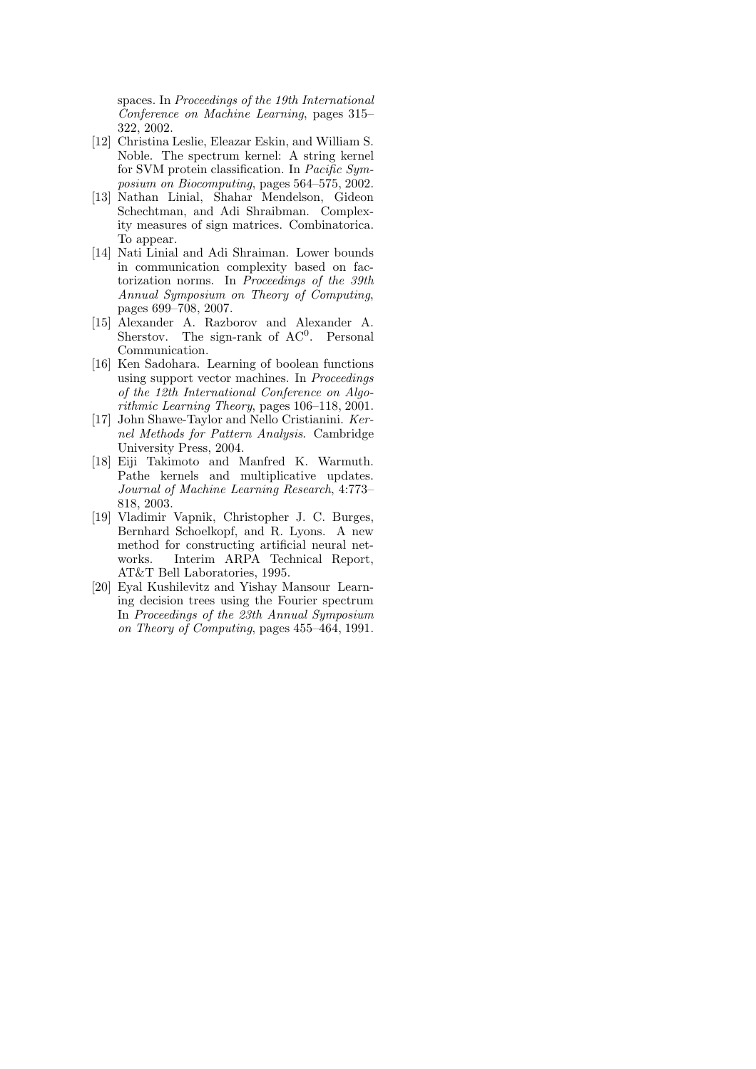spaces. In *Proceedings of the 19th International Conference on Machine Learning*, pages 315–322, 2002.

[12] Christina Leslie, Eleazar Eskin, and William S. Noble. The spectrum kernel: A string kernel for SVM protein classification. In *Pacific Symposium on Biocomputing*, pages 564–575, 2002.

[13] Nathan Linial, Shahar Mendelson, Gideon Schechtman, and Adi Shraibman. Complexity measures of sign matrices. Combinatorica. To appear.

[14] Nati Linial and Adi Shraiman. Lower bounds in communication complexity based on factorization norms. In *Proceedings of the 39th Annual Symposium on Theory of Computing*, pages 699–708, 2007.

[15] Alexander A. Razborov and Alexander A. Sherstov. The sign-rank of $AC^0$. Personal Communication.

[16] Ken Sadohara. Learning of boolean functions using support vector machines. In *Proceedings of the 12th International Conference on Algorithmic Learning Theory*, pages 106–118, 2001.

[17] John Shawe-Taylor and Nello Cristianini. *Kernel Methods for Pattern Analysis*. Cambridge University Press, 2004.

[18] Eiji Takimoto and Manfred K. Warmuth. Pathe kernels and multiplicative updates. *Journal of Machine Learning Research*, 4:773–818, 2003.

[19] Vladimir Vapnik, Christopher J. C. Burges, Bernhard Schoelkopf, and R. Lyons. A new method for constructing artificial neural networks. Interim ARPA Technical Report, AT&T Bell Laboratories, 1995.

[20] Eyal Kushilevitz and Yishay Mansour Learning decision trees using the Fourier spectrum In *Proceedings of the 23th Annual Symposium on Theory of Computing*, pages 455–464, 1991.